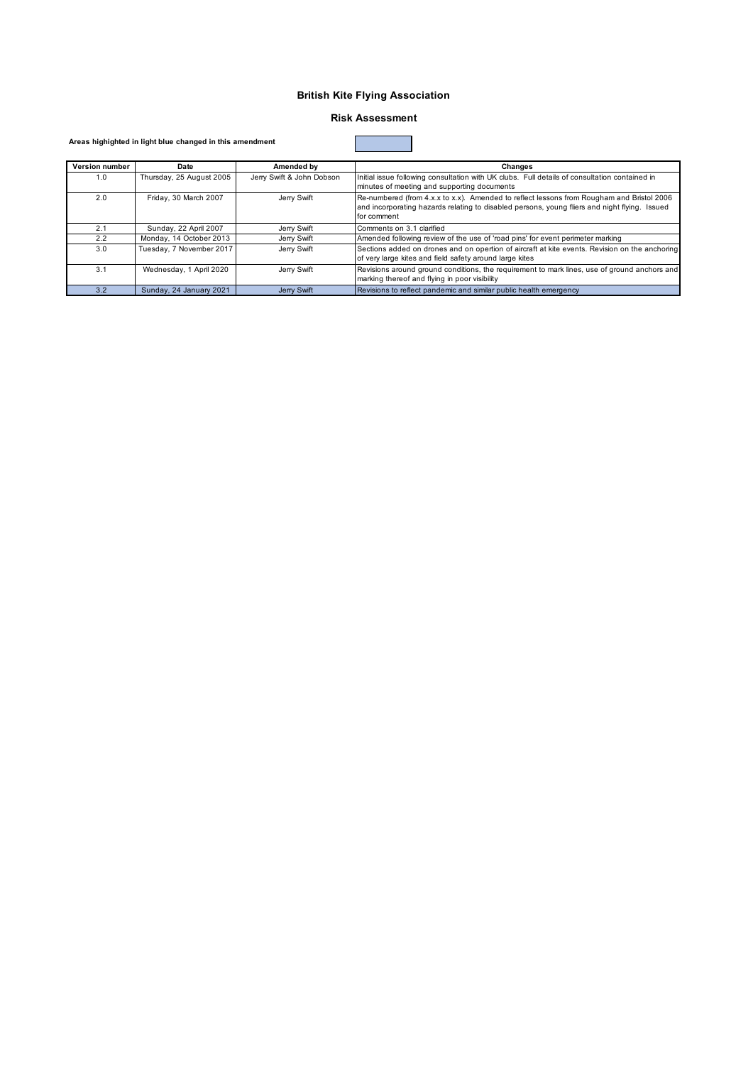# British Kite Flying Association

## Risk Assessment

**Areas highighted in light blue changed in this amendment**

| Version number | Date | Amended by | Changes |
|---|---|---|---|
| 1.0 | Thursday, 25 August 2005 | Jerry Swift & John Dobson | Initial issue following consultation with UK clubs. Full details of consultation contained in minutes of meeting and supporting documents |
| 2.0 | Friday, 30 March 2007 | Jerry Swift | Re-numbered (from 4.x.x to x.x). Amended to reflect lessons from Rougham and Bristol 2006 and incorporating hazards relating to disabled persons, young fliers and night flying. Issued for comment |
| 2.1 | Sunday, 22 April 2007 | Jerry Swift | Comments on 3.1 clarified |
| 2.2 | Monday, 14 October 2013 | Jerry Swift | Amended following review of the use of 'road pins' for event perimeter marking |
| 3.0 | Tuesday, 7 November 2017 | Jerry Swift | Sections added on drones and on opertion of aircraft at kite events. Revision on the anchoring of very large kites and field safety around large kites |
| 3.1 | Wednesday, 1 April 2020 | Jerry Swift | Revisions around ground conditions, the requirement to mark lines, use of ground anchors and marking thereof and flying in poor visibility |
| 3.2 | Sunday, 24 January 2021 | Jerry Swift | Revisions to reflect pandemic and similar public health emergency |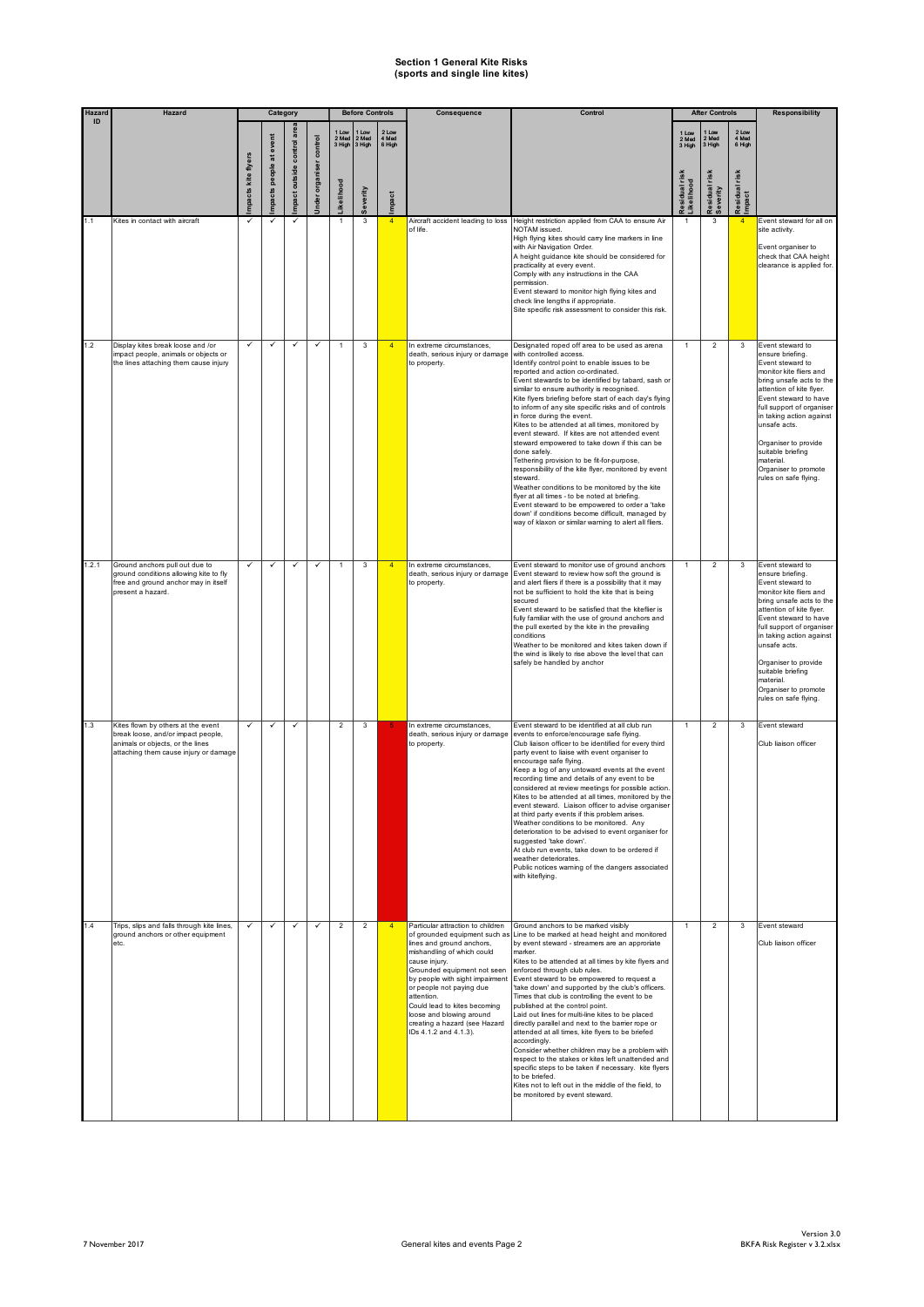# Section 1 General Kite Risks
## (sports and single line kites)

| Hazard ID | Hazard | Category | | | | Before Controls | | | Consequence | Control | After Controls | | | Responsibility |
|---|---|---|---|---|---|---|---|---|---|---|---|---|---|---|
| | | Impacts kite flyers | Impacts people at event | Impact outside control area | Under organiser control | Likelihood (1 Low 2 Med 3 High) | Severity (1 Low 2 Med 3 High) | Impact (2 Low 4 Med 6 High) | | | Residual risk Likelihood (1 Low 2 Med 3 High) | Residual risk Severity (1 Low 2 Med 3 High) | Residual risk Impact (2 Low 4 Med 6 High) | |
| 1.1 | Kites in contact with aircraft | ✓ | ✓ | ✓ | | 1 | 3 | 4 | Aircraft accident leading to loss of life. | Height restriction applied from CAA to ensure Air NOTAM issued.<br>High flying kites should carry line markers in line with Air Navigation Order.<br>A height guidance kite should be considered for practicality at every event.<br>Comply with any instructions in the CAA permission.<br>Event steward to monitor high flying kites and check line lengths if appropriate.<br>Site specific risk assessment to consider this risk. | 1 | 3 | 4 | Event steward for all on site activity.<br><br>Event organiser to check that CAA height clearance is applied for. |
| 1.2 | Display kites break loose and /or impact people, animals or objects or the lines attaching them cause injury | ✓ | ✓ | ✓ | ✓ | 1 | 3 | 4 | In extreme circumstances, death, serious injury or damage to property. | Designated roped off area to be used as arena with controlled access.<br>Identify control point to enable issues to be reported and action co-ordinated.<br>Event stewards to be identified by tabard, sash or similar to ensure authority is recognised.<br>Kite flyers briefing before start of each day's flying to inform of any site specific risks and of controls in force during the event.<br>Kites to be attended at all times, monitored by event steward. If kites are not attended event steward empowered to take down if this can be done safely.<br>Tethering provision to be fit-for-purpose, responsibility of the kite flyer, monitored by event steward.<br>Weather conditions to be monitored by the kite flyer at all times - to be noted at briefing.<br>Event steward to be empowered to order a 'take down' if conditions become difficult, managed by way of klaxon or similar warning to alert all fliers. | 1 | 2 | 3 | Event steward to ensure briefing.<br>Event steward to monitor kite fliers and bring unsafe acts to the attention of kite flyer.<br>Event steward to have full support of organiser in taking action against unsafe acts.<br><br>Organiser to provide suitable briefing material.<br>Organiser to promote rules on safe flying. |
| 1.2.1 | Ground anchors pull out due to ground conditions allowing kite to fly free and ground anchor may in itself present a hazard. | ✓ | ✓ | ✓ | ✓ | 1 | 3 | 4 | In extreme circumstances, death, serious injury or damage to property. | Event steward to monitor use of ground anchors<br>Event steward to review how soft the ground is and alert fliers if there is a possibility that it may not be sufficient to hold the kite that is being secured<br>Event steward to be satisfied that the kiteflier is fully familiar with the use of ground anchors and the pull exerted by the kite in the prevailing conditions<br>Weather to be monitored and kites taken down if the wind is likely to rise above the level that can safely be handled by anchor | 1 | 2 | 3 | Event steward to ensure briefing.<br>Event steward to monitor kite fliers and bring unsafe acts to the attention of kite flyer.<br>Event steward to have full support of organiser in taking action against unsafe acts.<br><br>Organiser to provide suitable briefing material.<br>Organiser to promote rules on safe flying. |
| 1.3 | Kites flown by others at the event break loose, and/or impact people, animals or objects, or the lines attaching them cause injury or damage | ✓ | ✓ | ✓ | | 2 | 3 | 5 | In extreme circumstances, death, serious injury or damage to property. | Event steward to be identified at all club run events to enforce/encourage safe flying.<br>Club liaison officer to be identified for every third party event to liaise with event organiser to encourage safe flying.<br>Keep a log of any untoward events at the event recording time and details of any event to be considered at review meetings for possible action.<br>Kites to be attended at all times, monitored by the event steward. Liaison officer to advise organiser at third party events if this problem arises.<br>Weather conditions to be monitored. Any deterioration to be advised to event organiser for suggested 'take down'.<br>At club run events, take down to be ordered if weather deteriorates.<br>Public notices warning of the dangers associated with kiteflying. | 1 | 2 | 3 | Event steward<br><br>Club liaison officer |
| 1.4 | Trips, slips and falls through kite lines, ground anchors or other equipment etc. | ✓ | ✓ | ✓ | ✓ | 2 | 2 | 4 | Particular attraction to children of grounded equipment such as lines and ground anchors, mishandling of which could cause injury.<br>Grounded equipment not seen by people with sight impairment or people not paying due attention.<br>Could lead to kites becoming loose and blowing around creating a hazard (see Hazard IDs 4.1.2 and 4.1.3). | Ground anchors to be marked visibly<br>Line to be marked at head height and monitored by event steward - streamers are an appropriate marker.<br>Kites to be attended at all times by kite flyers and enforced through club rules.<br>Event steward to be empowered to request a 'take down' and supported by the club's officers.<br>Times that club is controlling the event to be published at the control point.<br>Laid out lines for multi-line kites to be placed directly parallel and next to the barrier rope or attended at all times, kite flyers to be briefed accordingly.<br>Consider whether children may be a problem with respect to the stakes or kites left unattended and specific steps to be taken if necessary. kite flyers to be briefed.<br>Kites not to left out in the middle of the field, to be monitored by event steward. | 1 | 2 | 3 | Event steward<br><br>Club liaison officer |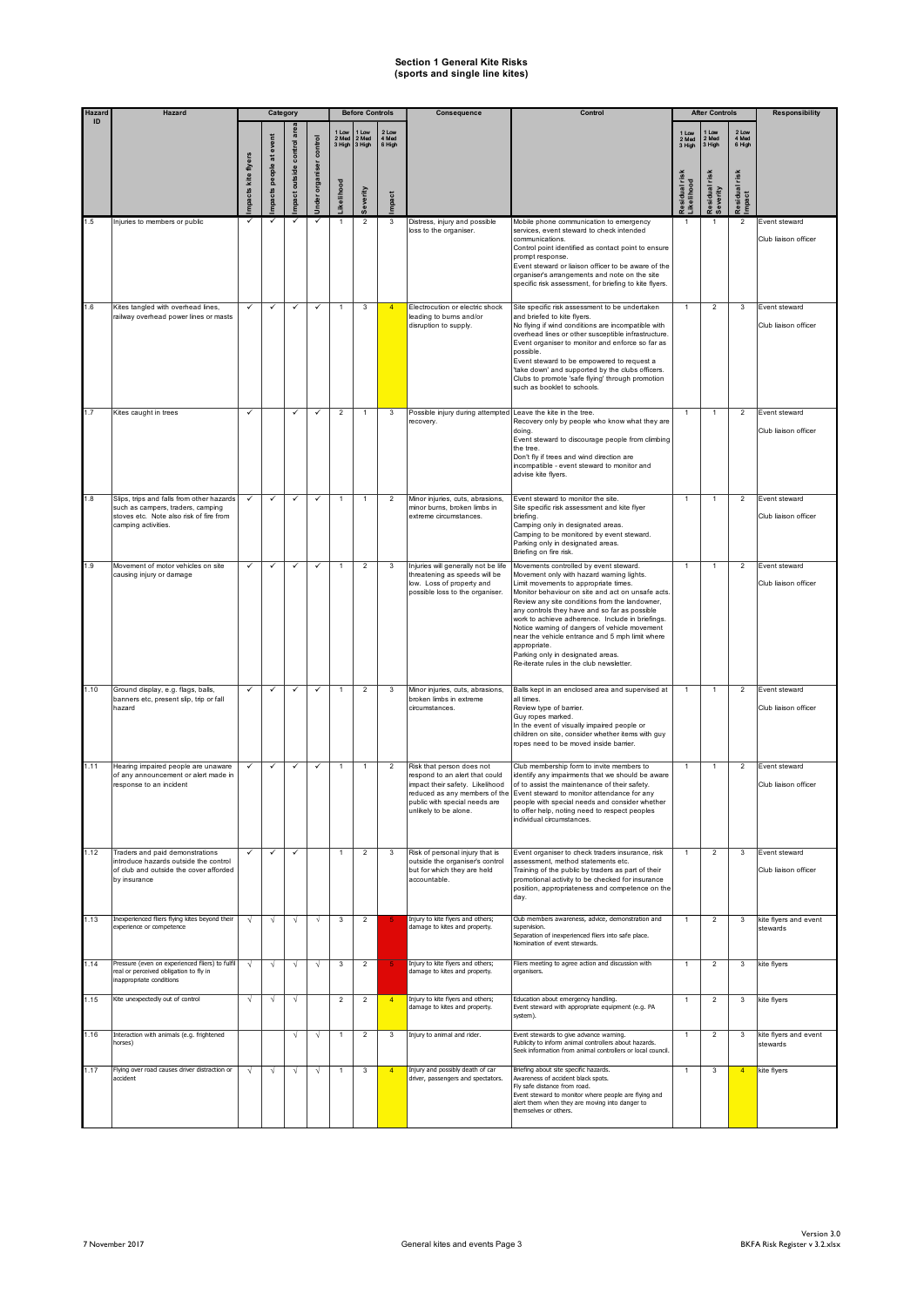# Section 1 General Kite Risks
## (sports and single line kites)

| Hazard ID | Hazard | Category | | | | Before Controls | | | Consequence | Control | After Controls | | | Responsibility |
|---|---|---|---|---|---|---|---|---|---|---|---|---|---|---|
| | | Impacts kite flyers | Impacts people at event | Impact outside control area | Under organiser control | Likelihood (1 Low 2 Med 3 High) | Severity (1 Low 2 Med 3 High) | Impact (2 Low 4 Med 6 High) | | | Residual risk Likelihood (1 Low 2 Med 3 High) | Residual risk Severity (1 Low 2 Med 3 High) | Residual risk Impact (2 Low 4 Med 6 High) | |
| 1.5 | Injuries to members or public | ✓ | ✓ | ✓ | ✓ | 1 | 2 | 3 | Distress, injury and possible loss to the organiser. | Mobile phone communication to emergency services, event steward to check intended communications.<br>Control point identified as contact point to ensure prompt response.<br>Event steward or liaison officer to be aware of the organiser's arrangements and note on the site specific risk assessment, for briefing to kite flyers. | 1 | 1 | 2 | Event steward<br>Club liaison officer |
| 1.6 | Kites tangled with overhead lines, railway overhead power lines or masts | ✓ | ✓ | ✓ | ✓ | 1 | 3 | 4 | Electrocution or electric shock leading to burns and/or disruption to supply. | Site specific risk assessment to be undertaken and briefed to kite flyers.<br>No flying if wind conditions are incompatible with overhead lines or other susceptible infrastructure.<br>Event organiser to monitor and enforce so far as possible.<br>Event steward to be empowered to request a 'take down' and supported by the clubs officers.<br>Clubs to promote 'safe flying' through promotion such as booklet to schools. | 1 | 2 | 3 | Event steward<br>Club liaison officer |
| 1.7 | Kites caught in trees | ✓ | | ✓ | ✓ | 2 | 1 | 3 | Possible injury during attempted recovery. | Leave the kite in the tree.<br>Recovery only by people who know what they are doing.<br>Event steward to discourage people from climbing the tree.<br>Don't fly if trees and wind direction are incompatible - event steward to monitor and advise kite flyers. | 1 | 1 | 2 | Event steward<br>Club liaison officer |
| 1.8 | Slips, trips and falls from other hazards such as campers, traders, camping stoves etc. Note also risk of fire from camping activities. | ✓ | ✓ | ✓ | ✓ | 1 | 1 | 2 | Minor injuries, cuts, abrasions, minor burns, broken limbs in extreme circumstances. | Event steward to monitor the site.<br>Site specific risk assessment and kite flyer briefing.<br>Camping only in designated areas.<br>Camping to be monitored by event steward.<br>Parking only in designated areas.<br>Briefing on fire risk. | 1 | 1 | 2 | Event steward<br>Club liaison officer |
| 1.9 | Movement of motor vehicles on site causing injury or damage | ✓ | ✓ | ✓ | ✓ | 1 | 2 | 3 | Injuries will generally not be life threatening as speeds will be low. Loss of property and possible loss to the organiser. | Movements controlled by event steward.<br>Movement only with hazard warning lights.<br>Limit movements to appropriate times.<br>Monitor behaviour on site and act on unsafe acts.<br>Review any site conditions from the landowner, any controls they have and so far as possible work to achieve adherence. Include in briefings.<br>Notice warning of dangers of vehicle movement near the vehicle entrance and 5 mph limit where appropriate.<br>Parking only in designated areas.<br>Re-iterate rules in the club newsletter. | 1 | 1 | 2 | Event steward<br>Club liaison officer |
| 1.10 | Ground display, e.g. flags, balls, banners etc, present slip, trip or fall hazard | ✓ | ✓ | ✓ | ✓ | 1 | 2 | 3 | Minor injuries, cuts, abrasions, broken limbs in extreme circumstances. | Balls kept in an enclosed area and supervised at all times.<br>Review type of barrier.<br>Guy ropes marked.<br>In the event of visually impaired people or children on site, consider whether items with guy ropes need to be moved inside barrier. | 1 | 1 | 2 | Event steward<br>Club liaison officer |
| 1.11 | Hearing impaired people are unaware of any announcement or alert made in response to an incident | ✓ | ✓ | ✓ | ✓ | 1 | 1 | 2 | Risk that person does not respond to an alert that could impact their safety. Likelihood reduced as any members of the public with special needs are unlikely to be alone. | Club membership form to invite members to identify any impairments that we should be aware of to assist the maintenance of their safety.<br>Event steward to monitor attendance for any people with special needs and consider whether to offer help, noting need to respect peoples individual circumstances. | 1 | 1 | 2 | Event steward<br>Club liaison officer |
| 1.12 | Traders and paid demonstrations introduce hazards outside the control of club and outside the cover afforded by insurance | ✓ | ✓ | ✓ | | 1 | 2 | 3 | Risk of personal injury that is outside the organiser's control but for which they are held accountable. | Event organiser to check traders insurance, risk assessment, method statements etc.<br>Training of the public by traders as part of their promotional activity to be checked for insurance position, appropriateness and competence on the day. | 1 | 2 | 3 | Event steward<br>Club liaison officer |
| 1.13 | Inexperienced fliers flying kites beyond their experience or competence | √ | √ | √ | √ | 3 | 2 | 5 | Injury to kite flyers and others; damage to kites and property. | Club members awareness, advice, demonstration and supervision.<br>Separation of inexperienced fliers into safe place.<br>Nomination of event stewards. | 1 | 2 | 3 | kite flyers and event stewards |
| 1.14 | Pressure (even on experienced fliers) to fulfil real or perceived obligation to fly in inappropriate conditions | √ | √ | √ | √ | 3 | 2 | 5 | Injury to kite flyers and others; damage to kites and property. | Fliers meeting to agree action and discussion with organisers. | 1 | 2 | 3 | kite flyers |
| 1.15 | Kite unexpectedly out of control | √ | √ | √ | | 2 | 2 | 4 | Injury to kite flyers and others; damage to kites and property. | Education about emergency handling.<br>Event steward with appropriate equipment (e.g. PA system). | 1 | 2 | 3 | kite flyers |
| 1.16 | Interaction with animals (e.g. frightened horses) | | | √ | √ | 1 | 2 | 3 | Injury to animal and rider. | Event stewards to give advance warning.<br>Publicity to inform animal controllers about hazards.<br>Seek information from animal controllers or local council. | 1 | 2 | 3 | kite flyers and event stewards |
| 1.17 | Flying over road causes driver distraction or accident | √ | √ | √ | √ | 1 | 3 | 4 | Injury and possibly death of car driver, passengers and spectators. | Briefing about site specific hazards.<br>Awareness of accident black spots.<br>Fly safe distance from road.<br>Event steward to monitor where people are flying and alert them when they are moving into danger to themselves or others. | 1 | 3 | 4 | kite flyers |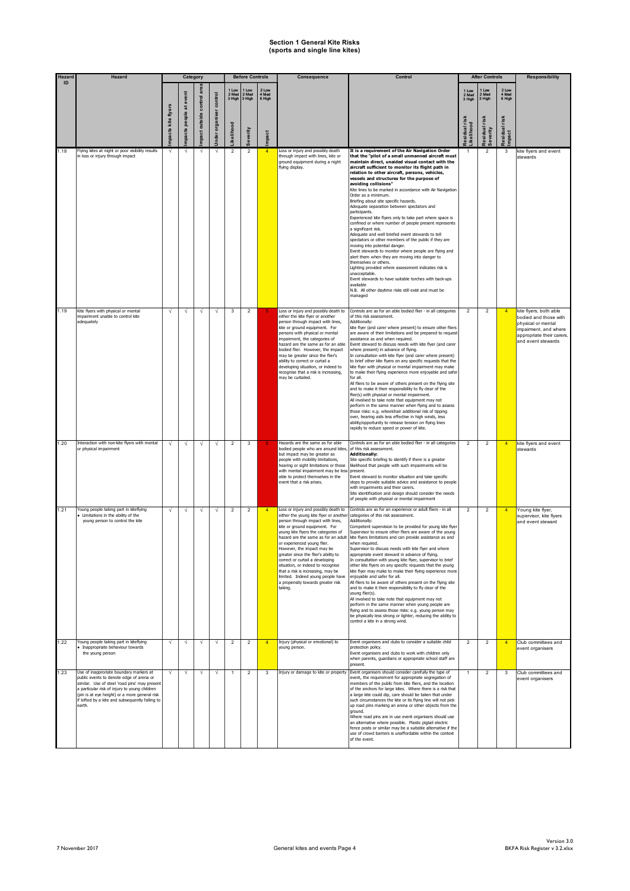# Section 1 General Kite Risks
## (sports and single line kites)

| Hazard ID | Hazard | Category | | | | Before Controls | | | Consequence | Control | After Controls | | | Responsibility |
|---|---|---|---|---|---|---|---|---|---|---|---|---|---|---|
| | | Impacts kite flyers | Impacts people at event | Impact outside control area | Under organiser control | Likelihood (1 Low 2 Med 3 High) | Severity (1 Low 2 Med 3 High) | Impact (2 Low 4 Med 6 High) | | | Residual risk Likelihood (1 Low 2 Med 3 High) | Residual risk Severity (1 Low 2 Med 3 High) | Residual risk Impact (2 Low 4 Med 6 High) | |
| 1.18 | Flying kites at night or poor visibility results in loss or injury through impact | √ | √ | √ | √ | 2 | 2 | 4 | Loss or injury and possibly death through impact with lines, kite or ground equipment during a night flying display. | **It is a requirement of the Air Navigation Order that the "pilot of a small unmanned aircraft must maintain direct, unaided visual contact with the aircraft sufficient to monitor its flight path in relation to other aircraft, persons, vehicles, vessels and structures for the purpose of avoiding collisions"** Kite lines to be marked in accordance with Air Navigation Order as a minimum. Briefing about site specific hazards. Adequate separation between spectators and participants. Experienced kite flyers only to take part where space is confined or where number of people present represents a significant risk. Adequate and well briefed event stewards to tell spectators or other members of the public if they are moving into potential danger. Event stewards to monitor where people are flying and alert them when they are moving into danger to themselves or others. Lighting provided where assessment indicates risk is unacceptable. Event stewards to have suitable torches with back-ups available N.B. All other daytime risks still exist and must be managed | 1 | 2 | 3 | kite flyers and event stewards |
| 1.19 | Kite flyers with physical or mental impairment unable to control kite adequately | √ | √ | √ | √ | 3 | 2 | 6 | Loss or injury and possibly death to either the kite flyer or another person through impact with lines, kite or ground equipment. For persons with physical or mental impairment, the categories of hazard are the same as for an able bodied flier. However, the impact may be greater since the flier's ability to correct or curtail a developing situation, or indeed to recognise that a risk is increasing, may be curtailed. | Controls are as for an able bodied flier - in all categories of this risk assessment. Additionally: kite flyer (and carer where present) to ensure other fliers are aware of their limitations and be prepared to request assistance as and when required. Event steward to discuss needs with kite flyer (and carer where present) in advance of flying. In consultation with kite flyer (and carer where present) to brief other kite flyers on any specific requests that the kite flyer with physical or mental impairment may make to make their flying experience more enjoyable and safer for all. All fliers to be aware of others present on the flying site and to make it their responsibility to fly clear of the flier(s) with physical or mental impairment. All involved to take note that equipment may not perform in the same manner when flying and to assess those risks: e.g. wheelchair additional risk of tipping over, hearing aids less effective in high winds, less ability/opportunity to release tension on flying lines rapidly to reduce speed or power of kite. | 2 | 2 | 4 | kite flyers, both able bodied and those with physical or mental impairment, and where appropriate their carers, and event stewards |
| 1.20 | Interaction with non-kite flyers with mental or physical impairment | √ | √ | √ | √ | 2 | 3 | 6 | Hazards are the same as for able bodied people who are around kites, but impact may be greater as people with mobility limitations, hearing or sight limitations or those with mental impairment may be less able to protect themselves in the event that a risk arises. | Controls are as for an able bodied flier - in all categories of this risk assessment. **Additionally:** Site specific briefing to identify if there is a greater likelihood that people with such impairments will be present. Event steward to monitor situation and take specific steps to provide suitable advice and assistance to people with impairments and their carers. Site identification and design should consider the needs of people with physical or mental impairment | 2 | 2 | 4 | kite flyers and event stewards |
| 1.21 | Young people taking part in kiteflying • Limitations in the ability of the young person to control the kite | √ | √ | √ | √ | 2 | 2 | 4 | Loss or injury and possibly death to either the young kite flyer or another person through impact with lines, kite or ground equipment. For young kite flyers the categories of hazard are the same as for an adult or experienced young flier. However, the impact may be greater since the flier's ability to correct or curtail a developing situation, or indeed to recognise that a risk is increasing, may be limited. Indeed young people have a propensity towards greater risk taking. | Controls are as for an experience or adult fliers - in all categories of this risk assessment. Additionally: Competent supervision to be provided for young kite flyer Supervisor to ensure other fliers are aware of the young kite flyers limitations and can provide assistance as and when required. Supervisor to discuss needs with kite flyer and where appropriate event steward in advance of flying. In consultation with young kite flyer, supervisor to brief other kite flyers on any specific requests that the young kite flyer may make to make their flying experience more enjoyable and safer for all. All fliers to be aware of others present on the flying site and to make it their responsibility to fly clear of the young flier(s). All involved to take note that equipment may not perform in the same manner when young people are flying and to assess those risks: e.g. young person may be physically less strong or lighter, reducing the ability to control a kite in a strong wind. | 2 | 2 | 4 | Young kite flyer, supervisor, kite flyers and event steward |
| 1.22 | Young people taking part in kiteflying • Inappropriate behaviour towards the young person | √ | √ | √ | √ | 2 | 2 | 4 | Injury (physical or emotional) to young person. | Event organisers and clubs to consider a suitable child protection policy. Event organisers and clubs to work with children only when parents, guardians or appropriate school staff are present. | 2 | 2 | 4 | Club committees and event organisers |
| 1.23 | Use of inappropriate boundary markers at public events to denote edge of arena or similar. Use of steel 'road pins' may present a particular risk of injury to young children (pin is at eye height) or a more general risk if lofted by a kite and subsequently falling to earth. | √ | √ | √ | √ | 1 | 2 | 3 | Injury or damage to kite or property | Event organisers should consider carefully the type of event, the requirement for appropriate segregation of members of the public from kite fliers, and the location of the anchors for large kites. Where there is a risk that a large kite could dip, care should be taken that under such circumstances the kite or its flying line will not pick up road pins marking an arena or other objects from the ground. Where road pins are in use event organisers should use an alternative where possible. Plastic pigtail electric fence posts or similar may be a suitable alternative if the use of crowd barriers is unaffordable within the context of the event. | 1 | 2 | 3 | Club committees and event organisers |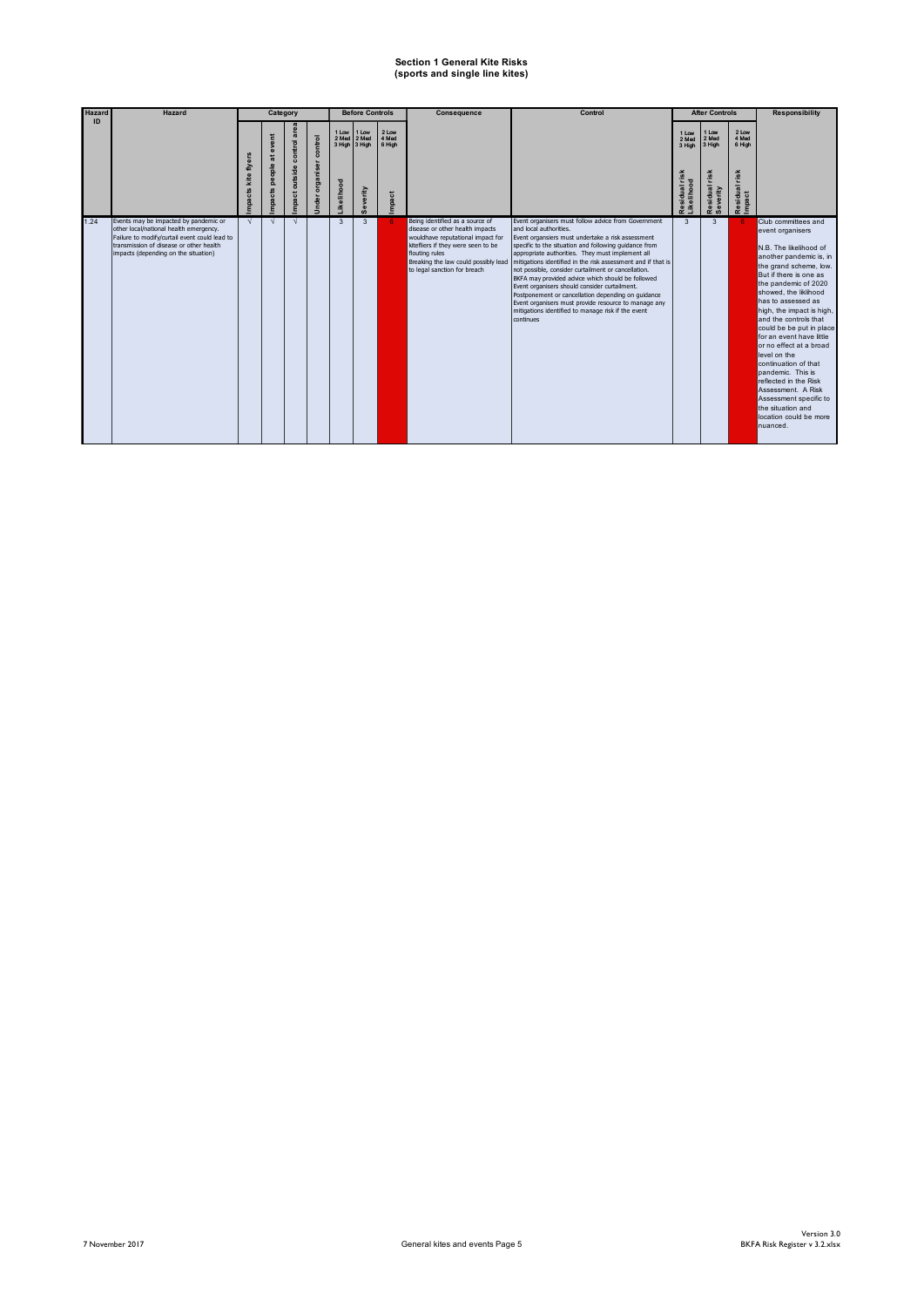# Section 1 General Kite Risks
## (sports and single line kites)

| Hazard ID | Hazard | Category | | | | Before Controls | | | Consequence | Control | After Controls | | | Responsibility |
|---|---|---|---|---|---|---|---|---|---|---|---|---|---|---|
| | | Impacts kite flyers | Impacts people at event | Impact outside control area | Under organiser control | 1 Low 2 Med 3 High Likelihood | 1 Low 2 Med 3 High Severity | 2 Low 4 Med 6 High Impact | | | 1 Low 2 Med 3 High Residual risk Likelihood | 1 Low 2 Med 3 High Residual risk Severity | 2 Low 4 Med 6 High Residual risk Impact | |
| 1.24 | Events may be impacted by pandemic or other local/national health emergency. Failure to modify/curtail event could lead to transmission of disease or other health impacts (depending on the situation) | √ | √ | √ | | 3 | 3 | 6 | Being identified as a source of disease or other health impacts wouldhave reputational impact for kitefliers if they were seen to be flouting rules Breaking the law could possibly lead to legal sanction for breach | Event organisers must follow advice from Government and local authorities. Event organsiers must undertake a risk assessment specific to the situation and following guidance from appropriate authorities. They must implement all mitigations identified in the risk assessment and if that is not possible, consider curtailment or cancellation. BKFA may provided advice which should be followed Event organisers should consider curtailment. Postponement or cancellation depending on guidance Event organisers must provide resource to manage any mitigations identified to manage risk if the event continues | 3 | 3 | 6 | Club committees and event organisers<br><br>N.B. The likelihood of another pandemic is, in the grand scheme, low. But if there is one as the pandemic of 2020 showed, the liklihood has to assessed as high, the impact is high, and the controls that could be be put in place for an event have little or no effect at a broad level on the continuation of that pandemic. This is reflected in the Risk Assessment. A Risk Assessment specific to the situation and location could be more nuanced. |

7 November 2017 General kites and events Page 5 Version 3.0 BKFA Risk Register v 3.2.xlsx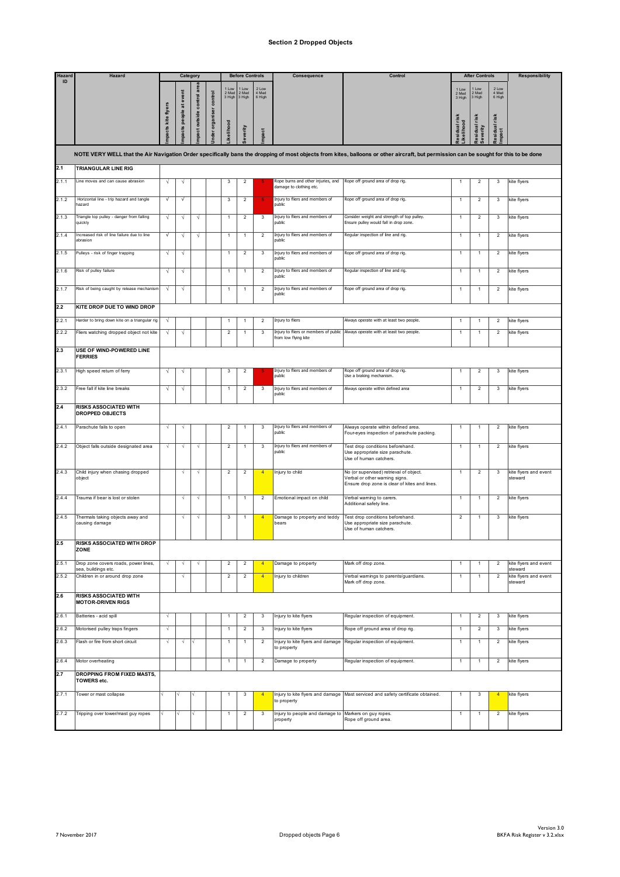# Section 2 Dropped Objects

| Hazard ID | Hazard | Category | | | | Before Controls | | | Consequence | Control | After Controls | | | Responsibility |
|---|---|---|---|---|---|---|---|---|---|---|---|---|---|---|
| | | Impacts kite flyers | Impacts people at event | Impact outside control area | Under organiser control | Likelihood (1 Low 2 Med 3 High) | Severity (1 Low 2 Med 3 High) | Impact (2 Low 4 Med 6 High) | | | Residual risk Likelihood (1 Low 2 Med 3 High) | Residual risk Severity (1 Low 2 Med 3 High) | Residual risk Impact (2 Low 4 Med 6 High) | |
| | **NOTE VERY WELL that the Air Navigation Order specifically bans the dropping of most objects from kites, balloons or other aircraft, but permission can be sought for this to be done** | | | | | | | | | | | | | |
| **2.1** | **TRIANGULAR LINE RIG** | | | | | | | | | | | | | |
| 2.1.1 | Line moves and can cause abrasion | √ | √ | | | 3 | 2 | 5 | Rope burns and other injuries, and damage to clothing etc. | Rope off ground area of drop rig. | 1 | 2 | 3 | kite flyers |
| 2.1.2 | Horizontal line - trip hazard and tangle hazard | √ | √ | | | 3 | 2 | 5 | Injury to fliers and members of public | Rope off ground area of drop rig. | 1 | 2 | 3 | kite flyers |
| 2.1.3 | Triangle top pulley - danger from falling quickly | √ | √ | √ | | 1 | 2 | 3 | Injury to fliers and members of public | Consider weight and strength of top pulley. Ensure pulley would fall in drop zone. | 1 | 2 | 3 | kite flyers |
| 2.1.4 | Increased risk of line failure due to line abrasion | √ | √ | √ | | 1 | 1 | 2 | Injury to fliers and members of public | Regular inspection of line and rig. | 1 | 1 | 2 | kite flyers |
| 2.1.5 | Pulleys - risk of finger trapping | √ | √ | | | 1 | 2 | 3 | Injury to fliers and members of public | Rope off ground area of drop rig. | 1 | 1 | 2 | kite flyers |
| 2.1.6 | Risk of pulley failure | √ | √ | | | 1 | 1 | 2 | Injury to fliers and members of public | Regular inspection of line and rig. | 1 | 1 | 2 | kite flyers |
| 2.1.7 | Risk of being caught by release mechanism | √ | √ | | | 1 | 1 | 2 | Injury to fliers and members of public | Rope off ground area of drop rig. | 1 | 1 | 2 | kite flyers |
| **2.2** | **KITE DROP DUE TO WIND DROP** | | | | | | | | | | | | | |
| 2.2.1 | Harder to bring down kite on a triangular rig | √ | | | | 1 | 1 | 2 | Injury to fliers | Always operate with at least two people. | 1 | 1 | 2 | kite flyers |
| 2.2.2 | Fliers watching dropped object not kite | √ | √ | | | 2 | 1 | 3 | Injury to fliers or members of public from low flying kite | Always operate with at least two people. | 1 | 1 | 2 | kite flyers |
| **2.3** | **USE OF WIND-POWERED LINE FERRIES** | | | | | | | | | | | | | |
| 2.3.1 | High speed return of ferry | √ | √ | | | 3 | 2 | 5 | Injury to fliers and members of public | Rope off ground area of drop rig. Use a braking mechanism. | 1 | 2 | 3 | kite flyers |
| 2.3.2 | Free fall if kite line breaks | √ | √ | | | 1 | 2 | 3 | Injury to fliers and members of public | Always operate within defined area | 1 | 2 | 3 | kite flyers |
| **2.4** | **RISKS ASSOCIATED WITH DROPPED OBJECTS** | | | | | | | | | | | | | |
| 2.4.1 | Parachute fails to open | √ | √ | | | 2 | 1 | 3 | Injury to fliers and members of public | Always operate within defined area. Four-eyes inspection of parachute packing. | 1 | 1 | 2 | kite flyers |
| 2.4.2 | Object falls outside designated area | √ | √ | √ | | 2 | 1 | 3 | Injury to fliers and members of public | Test drop conditions beforehand. Use appropriate size parachute. Use of human catchers. | 1 | 1 | 2 | kite flyers |
| 2.4.3 | Child injury when chasing dropped object | | √ | √ | | 2 | 2 | 4 | Injury to child | No (or supervised) retrieval of object. Verbal or other warning signs. Ensure drop zone is clear of kites and lines. | 1 | 2 | 3 | kite flyers and event steward |
| 2.4.4 | Trauma if bear is lost or stolen | | √ | √ | | 1 | 1 | 2 | Emotional impact on child | Verbal warning to carers. Additional safety line. | 1 | 1 | 2 | kite flyers |
| 2.4.5 | Thermals taking objects away and causing damage | | √ | √ | | 3 | 1 | 4 | Damage to property and teddy bears | Test drop conditions beforehand. Use appropriate size parachute. Use of human catchers. | 2 | 1 | 3 | kite flyers |
| **2.5** | **RISKS ASSOCIATED WITH DROP ZONE** | | | | | | | | | | | | | |
| 2.5.1 | Drop zone covers roads, power lines, sea, buildings etc. | √ | √ | √ | | 2 | 2 | 4 | Damage to property | Mark off drop zone. | 1 | 1 | 2 | kite flyers and event steward |
| 2.5.2 | Children in or around drop zone | | √ | | | 2 | 2 | 4 | Injury to children | Verbal warnings to parents/guardians. Mark off drop zone. | 1 | 1 | 2 | kite flyers and event steward |
| **2.6** | **RISKS ASSOCIATED WITH MOTOR-DRIVEN RIGS** | | | | | | | | | | | | | |
| 2.6.1 | Batteries - acid spill | √ | | | | 1 | 2 | 3 | Injury to kite flyers | Regular inspection of equipment. | 1 | 2 | 3 | kite flyers |
| 2.6.2 | Motorised pulley traps fingers | √ | | | | 1 | 2 | 3 | Injury to kite flyers | Rope off ground area of drop rig. | 1 | 2 | 3 | kite flyers |
| 2.6.3 | Flash or fire from short circuit | √ | √ | √ | | 1 | 1 | 2 | Injury to kite flyers and damage to property | Regular inspection of equipment. | 1 | 1 | 2 | kite flyers |
| 2.6.4 | Motor overheating | | | | | 1 | 1 | 2 | Damage to property | Regular inspection of equipment. | 1 | 1 | 2 | kite flyers |
| **2.7** | **DROPPING FROM FIXED MASTS, TOWERS etc.** | | | | | | | | | | | | | |
| 2.7.1 | Tower or mast collapse | √ | √ | √ | | 1 | 3 | 4 | Injury to kite flyers and damage to property | Mast serviced and safety certificate obtained. | 1 | 3 | 4 | kite flyers |
| 2.7.2 | Tripping over tower/mast guy ropes | √ | √ | √ | | 1 | 2 | 3 | Injury to people and damage to property | Markers on guy ropes. Rope off ground area. | 1 | 1 | 2 | kite flyers |

7 November 2017 | Dropped objects | Version 3.0 BKFA Risk Register v 3.2.xlsx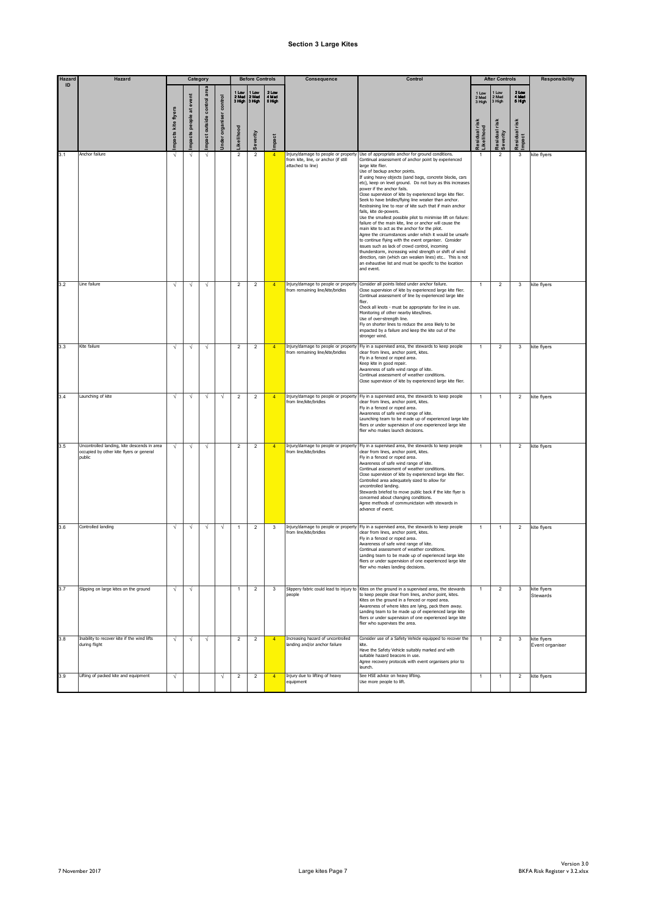# Section 3 Large Kites

| Hazard ID | Hazard | Category | | | | Before Controls | | | Consequence | Control | After Controls | | | Responsibility |
|---|---|---|---|---|---|---|---|---|---|---|---|---|---|---|
| | | Impacts kite flyers | Impacts people at event | Impact outside control area | Under organiser control | Likelihood (1 Low 2 Med 3 High) | Severity (1 Low 2 Med 3 High) | Impact (2 Low 4 Med 6 High) | | | Residual risk Likelihood (1 Low 2 Med 3 High) | Residual risk Severity (1 Low 2 Med 3 High) | Residual risk Impact (2 Low 4 Med 6 High) | |
| 3.1 | Anchor failure | √ | √ | √ | | 2 | 2 | 4 | Injury/damage to people or property from kite, line, or anchor (if still attached to line) | Use of appropriate anchor for ground conditions.<br>Continual assessment of anchor point by experienced large kite flier.<br>Use of backup anchor points.<br>If using heavy objects (sand bags, concrete blocks, cars etc), keep on level ground. Do not bury as this increases power if the anchor fails.<br>Close supervision of kite by experienced large kite flier.<br>Seek to have bridles/flying line weaker than anchor.<br>Restraining line to rear of kite such that if main anchor fails, kite de-powers.<br>Use the smallest possible pilot to minimise lift on failure: failure of the main kite, line or anchor will cause the main kite to act as the anchor for the pilot.<br>Agree the circumstances under which it would be unsafe to continue flying with the event organiser. Consider issues such as lack of crowd control, incoming thunderstorm, increasing wind strength or shift of wind direction, rain (which can weaken lines) etc.. This is not an exhaustive list and must be specific to the location and event. | 1 | 2 | 3 | kite flyers |
| 3.2 | Line failure | √ | √ | √ | | 2 | 2 | 4 | Injury/damage to people or property from remaining line/kite/bridles | Consider all points listed under anchor failure.<br>Close supervision of kite by experienced large kite flier.<br>Continual assessment of line by experienced large kite flier.<br>Check all knots - must be appropriate for line in use.<br>Monitoring of other nearby kites/lines.<br>Use of over-strength line.<br>Fly on shorter lines to reduce the area likely to be impacted by a failure and keep the kite out of the stronger wind. | 1 | 2 | 3 | kite flyers |
| 3.3 | Kite failure | √ | √ | √ | | 2 | 2 | 4 | Injury/damage to people or property from remaining line/kite/bridles | Fly in a supervised area, the stewards to keep people clear from lines, anchor point, kites.<br>Fly in a fenced or roped area.<br>Keep kite in good repair.<br>Awareness of safe wind range of kite.<br>Continual assessment of weather conditions.<br>Close supervision of kite by experienced large kite flier. | 1 | 2 | 3 | kite flyers |
| 3.4 | Launching of kite | √ | √ | √ | √ | 2 | 2 | 4 | Injury/damage to people or property from line/kite/bridles | Fly in a supervised area, the stewards to keep people clear from lines, anchor point, kites.<br>Fly in a fenced or roped area.<br>Awareness of safe wind range of kite.<br>Launching team to be made up of experienced large kite fliers or under supervision of one experienced large kite flier who makes launch decisions. | 1 | 1 | 2 | kite flyers |
| 3.5 | Uncontrolled landing, kite descends in area occupied by other kite flyers or general public | √ | √ | √ | | 2 | 2 | 4 | Injury/damage to people or property from line/kite/bridles | Fly in a supervised area, the stewards to keep people clear from lines, anchor point, kites.<br>Fly in a fenced or roped area.<br>Awareness of safe wind range of kite.<br>Continual assessment of weather conditions.<br>Close supervision of kite by experienced large kite flier.<br>Controlled area adequately sized to allow for uncontrolled landing.<br>Stewards briefed to move public back if the kite flyer is concerned about changing conditions.<br>Agree methods of communictaion with stewards in advance of event. | 1 | 1 | 2 | kite flyers |
| 3.6 | Controlled landing | √ | √ | √ | √ | 1 | 2 | 3 | Injury/damage to people or property from line/kite/bridles | Fly in a supervised area, the stewards to keep people clear from lines, anchor point, kites.<br>Fly in a fenced or roped area.<br>Awareness of safe wind range of kite.<br>Continual assessment of weather conditions.<br>Landing team to be made up of experienced large kite fliers or under supervision of one experienced large kite flier who makes landing decisions. | 1 | 1 | 2 | kite flyers |
| 3.7 | Slipping on large kites on the ground | √ | √ | | | 1 | 2 | 3 | Slippery fabric could lead to injury to people | Kites on the ground in a supervised area, the stewards to keep people clear from lines, anchor point, kites.<br>Kites on the ground in a fenced or roped area.<br>Awareness of where kites are lying, pack them away.<br>Landing team to be made up of experienced large kite fliers or under supervision of one experienced large kite flier who supervises the area. | 1 | 2 | 3 | kite flyers<br>Stewards |
| 3.8 | Inability to recover kite if the wind lifts during flight | √ | √ | √ | | 2 | 2 | 4 | Increasing hazard of uncontrolled landing and/or anchor failure | Consider use of a Safety Vehicle equipped to recover the kite.<br>Have the Safety Vehicle suitably marked and with suitable hazard beacons in use.<br>Agree recovery protocols with event organisers prior to launch. | 1 | 2 | 3 | kite flyers<br>Event organiser |
| 3.9 | Lifting of packed kite and equipment | √ | | | √ | 2 | 2 | 4 | Injury due to lifting of heavy equipment | See HSE advice on heavy lifting.<br>Use more people to lift. | 1 | 1 | 2 | kite flyers |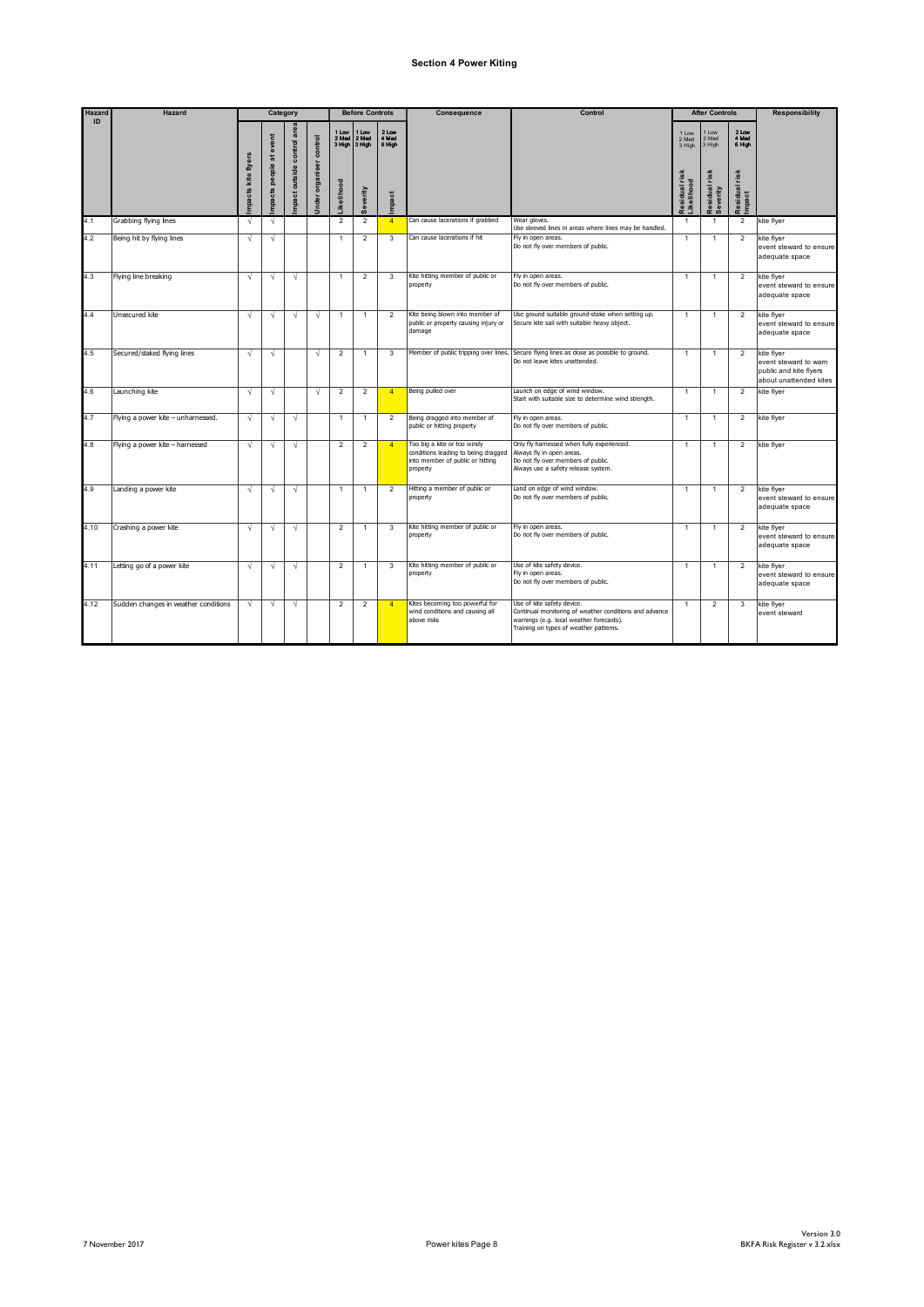## Section 4 Power Kiting

| Hazard ID | Hazard | Category | | | | Before Controls | | | Consequence | Control | After Controls | | | Responsibility |
|---|---|---|---|---|---|---|---|---|---|---|---|---|---|---|
| | | Impacts kite flyers | Impacts people at event | Impact outside control area | Under organiser control | Likelihood (1 Low 2 Med 3 High) | Severity (1 Low 2 Med 3 High) | Impact (2 Low 4 Med 6 High) | | | Residual risk Likelihood (1 Low 2 Med 3 High) | Residual risk Severity (1 Low 2 Med 3 High) | Residual risk Impact (2 Low 4 Med 6 High) | |
| 4.1 | Grabbing flying lines | √ | √ | | | 2 | 2 | 4 | Can cause lacerations if grabbed | Wear gloves.<br>Use sleeved lines in areas where lines may be handled. | 1 | 1 | 2 | kite flyer |
| 4.2 | Being hit by flying lines | √ | √ | | | 1 | 2 | 3 | Can cause lacerations if hit | Fly in open areas.<br>Do not fly over members of public. | 1 | 1 | 2 | kite flyer<br>event steward to ensure adequate space |
| 4.3 | Flying line breaking | √ | √ | √ | | 1 | 2 | 3 | Kite hitting member of public or property | Fly in open areas.<br>Do not fly over members of public. | 1 | 1 | 2 | kite flyer<br>event steward to ensure adequate space |
| 4.4 | Unsecured kite | √ | √ | √ | √ | 1 | 1 | 2 | Kite being blown into member of public or property causing injury or damage | Use ground suitable ground-stake when setting up.<br>Secure kite sail with suitable heavy object. | 1 | 1 | 2 | kite flyer<br>event steward to ensure adequate space |
| 4.5 | Secured/staked flying lines | √ | √ | | √ | 2 | 1 | 3 | Member of public tripping over lines. | Secure flying lines as close as possible to ground.<br>Do not leave kites unattended. | 1 | 1 | 2 | kite flyer<br>event steward to warn public and kite flyers about unattended kites |
| 4.6 | Launching kite | √ | √ | | √ | 2 | 2 | 4 | Being pulled over | Launch on edge of wind window.<br>Start with suitable size to determine wind strength. | 1 | 1 | 2 | kite flyer |
| 4.7 | Flying a power kite – unharnessed. | √ | √ | √ | | 1 | 1 | 2 | Being dragged into member of public or hitting property | Fly in open areas.<br>Do not fly over members of public. | 1 | 1 | 2 | kite flyer |
| 4.8 | Flying a power kite – harnessed | √ | √ | √ | | 2 | 2 | 4 | Too big a kite or too windy conditions leading to being dragged into member of public or hitting property | Only fly harnessed when fully experienced.<br>Always fly in open areas.<br>Do not fly over members of public.<br>Always use a safety release system. | 1 | 1 | 2 | kite flyer |
| 4.9 | Landing a power kite | √ | √ | √ | | 1 | 1 | 2 | Hitting a member of public or property | Land on edge of wind window.<br>Do not fly over members of public. | 1 | 1 | 2 | kite flyer<br>event steward to ensure adequate space |
| 4.10 | Crashing a power kite | √ | √ | √ | | 2 | 1 | 3 | Kite hitting member of public or property | Fly in open areas.<br>Do not fly over members of public. | 1 | 1 | 2 | kite flyer<br>event steward to ensure adequate space |
| 4.11 | Letting go of a power kite | √ | √ | √ | | 2 | 1 | 3 | Kite hitting member of public or property | Use of kite safety device.<br>Fly in open areas.<br>Do not fly over members of public. | 1 | 1 | 2 | kite flyer<br>event steward to ensure adequate space |
| 4.12 | Sudden changes in weather conditions | √ | √ | √ | | 2 | 2 | 4 | Kites becoming too powerful for wind conditions and causing all above risks | Use of kite safety device.<br>Continual monitoring of weather conditions and advance warnings (e.g. local weather forecasts).<br>Training on types of weather patterns. | 1 | 2 | 3 | kite flyer<br>event steward |

7 November 2017 — Power kites Page 8 — Version 3.0 BKFA Risk Register v 3.2.xlsx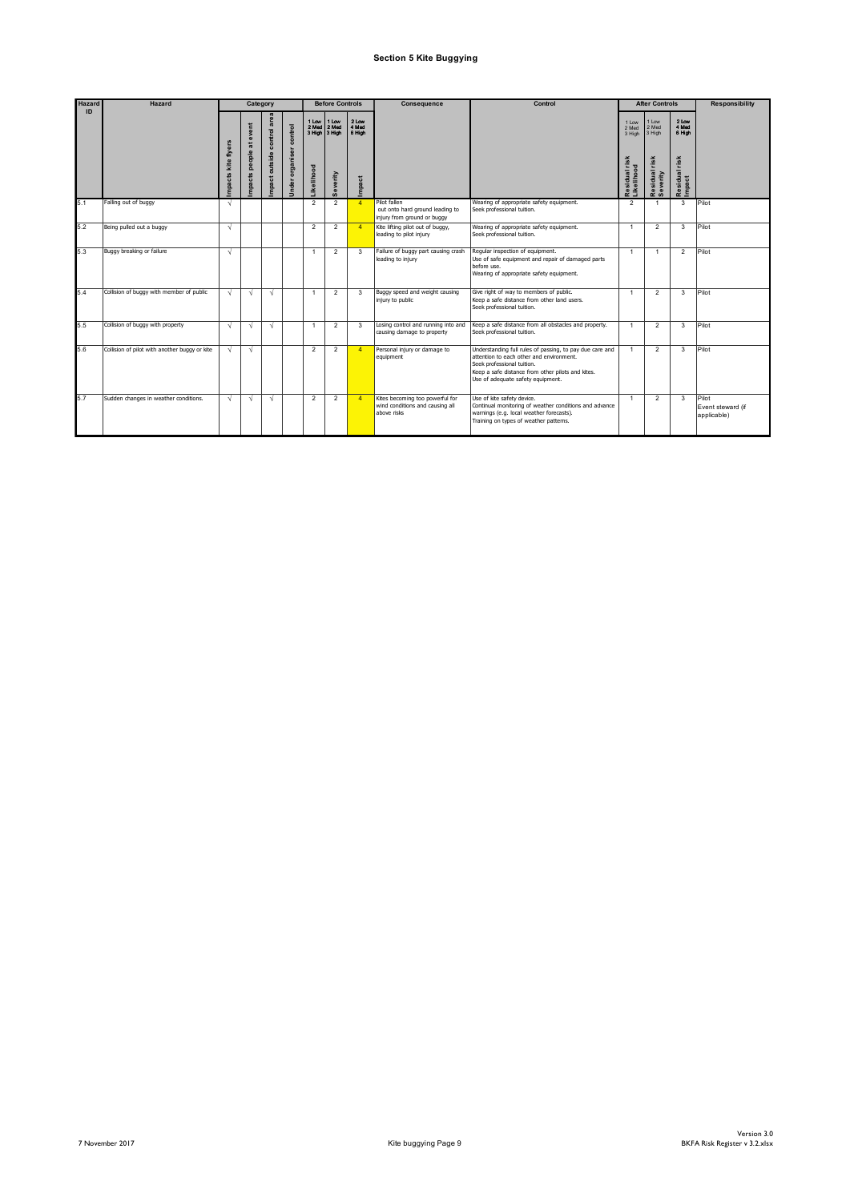# Section 5 Kite Buggying

| Hazard ID | Hazard | Category | | | | Before Controls | | | Consequence | Control | After Controls | | | Responsibility |
|---|---|---|---|---|---|---|---|---|---|---|---|---|---|---|
| | | Impacts kite flyers | Impacts people at event | Impact outside control area | Under organiser control | Likelihood (1 Low 2 Med 3 High) | Severity (1 Low 2 Med 3 High) | Impact (2 Low 4 Med 6 High) | | | Residual risk Likelihood (1 Low 2 Med 3 High) | Residual risk Severity (1 Low 2 Med 3 High) | Residual risk Impact (2 Low 4 Med 6 High) | |
| 5.1 | Falling out of buggy | √ | | | | 2 | 2 | 4 | Pilot fallen out onto hard ground leading to injury from ground or buggy | Wearing of appropriate safety equipment.<br>Seek professional tuition. | 2 | 1 | 3 | Pilot |
| 5.2 | Being pulled out a buggy | √ | | | | 2 | 2 | 4 | Kite lifting pilot out of buggy, leading to pilot injury | Wearing of appropriate safety equipment.<br>Seek professional tuition. | 1 | 2 | 3 | Pilot |
| 5.3 | Buggy breaking or failure | √ | | | | 1 | 2 | 3 | Failure of buggy part causing crash leading to injury | Regular inspection of equipment.<br>Use of safe equipment and repair of damaged parts before use.<br>Wearing of appropriate safety equipment. | 1 | 1 | 2 | Pilot |
| 5.4 | Collision of buggy with member of public | √ | √ | √ | | 1 | 2 | 3 | Buggy speed and weight causing injury to public | Give right of way to members of public.<br>Keep a safe distance from other land users.<br>Seek professional tuition. | 1 | 2 | 3 | Pilot |
| 5.5 | Collision of buggy with property | √ | √ | √ | | 1 | 2 | 3 | Losing control and running into and causing damage to property | Keep a safe distance from all obstacles and property.<br>Seek professional tuition. | 1 | 2 | 3 | Pilot |
| 5.6 | Collision of pilot with another buggy or kite | √ | √ | | | 2 | 2 | 4 | Personal injury or damage to equipment | Understanding full rules of passing, to pay due care and attention to each other and environment.<br>Seek professional tuition.<br>Keep a safe distance from other pilots and kites.<br>Use of adequate safety equipment. | 1 | 2 | 3 | Pilot |
| 5.7 | Sudden changes in weather conditions. | √ | √ | √ | | 2 | 2 | 4 | Kites becoming too powerful for wind conditions and causing all above risks | Use of kite safety device.<br>Continual monitoring of weather conditions and advance warnings (e.g. local weather forecasts).<br>Training on types of weather patterns. | 1 | 2 | 3 | Pilot<br>Event steward (if applicable) |

7 November 2017 — Kite buggying Page 9 — Version 3.0 BKFA Risk Register v 3.2.xlsx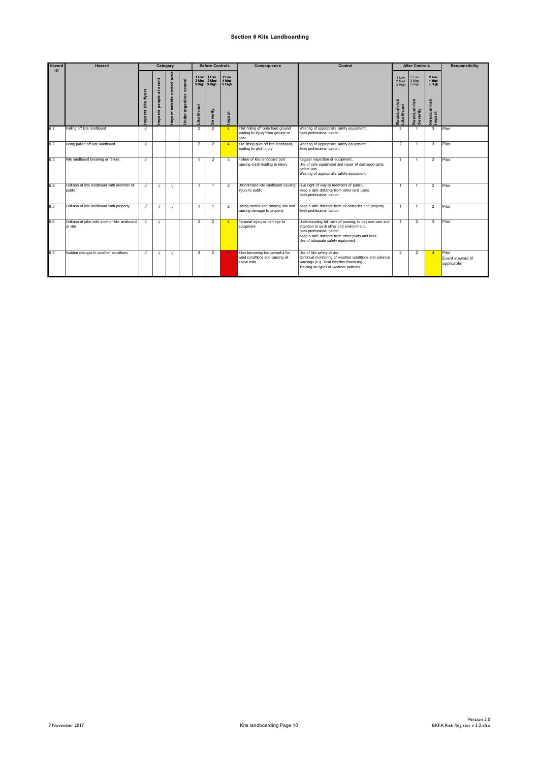# Section 6 Kite Landboarding

| Hazard ID | Hazard | Category | | | | Before Controls | | | Consequence | Control | After Controls | | | Responsibility |
|---|---|---|---|---|---|---|---|---|---|---|---|---|---|---|
| | | | | | | 1 Low 2 Med 3 High | 1 Low 2 Med 3 High | 2 Low 4 Med 6 High | | | 1 Low 2 Med 3 High | 1 Low 2 Med 3 High | 2 Low 4 Med 6 High | |
| | | Impacts kite flyers | Impacts people at event | Impact outside control area | Under organiser control | Likelihood | Severity | Impact | | | Residual risk Likelihood | Residual risk Severity | Residual risk Impact | |
| 6.1 | Falling off kite landboard | √ | | | | 2 | 2 | 4 | Pilot falling off onto hard ground leading to injury from ground or boar | Wearing of appropriate safety equipment. Seek professional tuition | 2 | 1 | 3 | Pilot |
| 6.2 | Being pulled off kite landboard | √ | | | | 2 | 2 | 4 | Kite lifting pilot off kite landboard, leading to pilot injury | Wearing of appropriate safety equipment. Seek professional tuition. | 2 | 1 | 3 | Pilot |
| 6.3 | Kite landboard breaking or failure | √ | | | | 1 | 2 | 3 | Failure of kite landboard part causing crash leading to injury | Regular inspection of equipment. Use of safe equipment and repair of damaged parts before use. Wearing of appropriate safety equipment. | 1 | 1 | 2 | Pilot |
| 6.4 | Collision of kite landboard with member of public | √ | √ | √ | | 1 | 1 | 2 | Uncontrolled kite landboard causing injury to public | Give right of way to members of public. Keep a safe distance from other land users. Seek professional tuition. | 1 | 1 | 2 | Pilot |
| 6.5 | Collision of kite landboard with property | √ | √ | √ | | 1 | 1 | 2 | Losing control and running into and causing damage to property | Keep a safe distance from all obstacles and property. Seek professional tuition. | 1 | 1 | 2 | Pilot |
| 6.6 | Collision of pilot with another kite landboard or kite | √ | √ | | | 2 | 2 | 4 | Personal injury or damage to equipment | Understanding full rules of passing, to pay due care and attention to each other and environment. Seek professional tuition. Keep a safe distance from other pilots and kites. Use of adequate safety equipment. | 1 | 2 | 3 | Pilot |
| 6.7 | Sudden changes in weather conditions | √ | √ | √ | | 3 | 2 | 5 | Kites becoming too powerful for wind conditions and causing all above risks | Use of kite safety device. Continual monitoring of weather conditions and advance warnings (e.g. local weather forecasts). Training on types of weather patterns. | 2 | 2 | 4 | Pilot Event steward (if applicable) |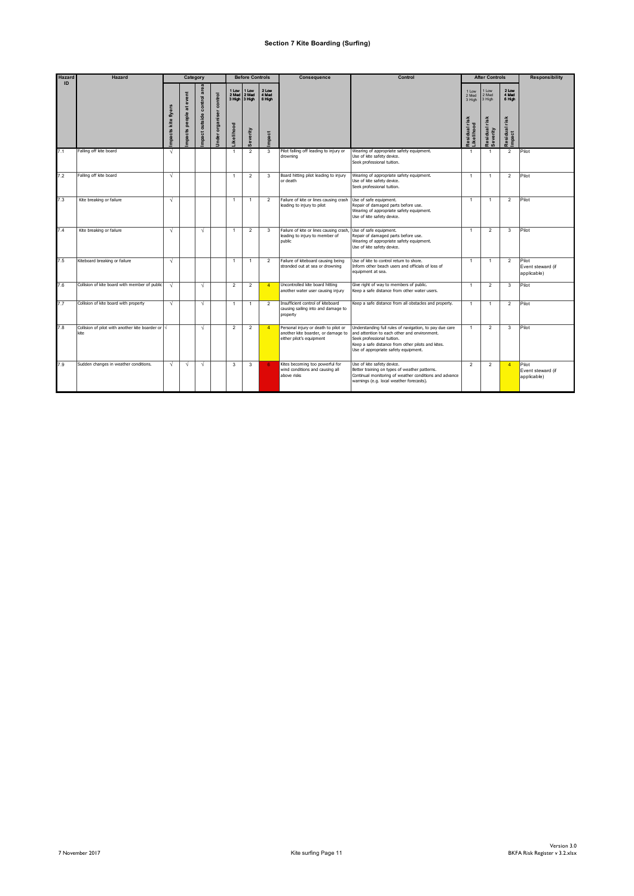# Section 7 Kite Boarding (Surfing)

| Hazard ID | Hazard | Category | | | | Before Controls | | | Consequence | Control | After Controls | | | Responsibility |
|---|---|---|---|---|---|---|---|---|---|---|---|---|---|---|
| | | Impacts kite flyers | Impacts people at event | Impact outside control area | Under organiser control | 1 Low 2 Med 3 High Likelihood | 1 Low 2 Med 3 High Severity | 2 Low 4 Med 6 High Impact | | | 1 Low 2 Med 3 High Residual risk Likelihood | 1 Low 2 Med 3 High Residual risk Severity | 2 Low 4 Med 6 High Residual risk Impact | |
| 7.1 | Falling off kite board | √ | | | | 1 | 2 | 3 | Pilot falling off leading to injury or drowning | Wearing of appropriate safety equipment. Use of kite safety device. Seek professional tuition. | 1 | 1 | 2 | Pilot |
| 7.2 | Falling off kite board | √ | | | | 1 | 2 | 3 | Board hitting pilot leading to injury or death | Wearing of appropriate safety equipment. Use of kite safety device. Seek professional tuition. | 1 | 1 | 2 | Pilot |
| 7.3 | Kite breaking or failure | √ | | | | 1 | 1 | 2 | Failure of kite or lines causing crash leading to injury to pilot | Use of safe equipment. Repair of damaged parts before use. Wearing of appropriate safety equipment. Use of kite safety device. | 1 | 1 | 2 | Pilot |
| 7.4 | Kite breaking or failure | √ | | √ | | 1 | 2 | 3 | Failure of kite or lines causing crash, leading to injury to member of public | Use of safe equipment. Repair of damaged parts before use. Wearing of appropriate safety equipment. Use of kite safety device. | 1 | 2 | 3 | Pilot |
| 7.5 | Kiteboard breaking or failure | √ | | | | 1 | 1 | 2 | Failure of kiteboard causing being stranded out at sea or drowning | Use of kite to control return to shore. Inform other beach users and officials of loss of equipment at sea. | 1 | 1 | 2 | Pilot Event steward (if applicable) |
| 7.6 | Collision of kite board with member of public | √ | | √ | | 2 | 2 | 4 | Uncontrolled kite board hitting another water user causing injury | Give right of way to members of public. Keep a safe distance from other water users. | 1 | 2 | 3 | Pilot |
| 7.7 | Collision of kite board with property | √ | | √ | | 1 | 1 | 2 | Insufficient control of kiteboard causing sailing into and damage to property | Keep a safe distance from all obstacles and property. | 1 | 1 | 2 | Pilot |
| 7.8 | Collision of pilot with another kite boarder or kite | √ | | √ | | 2 | 2 | 4 | Personal injury or death to pilot or another kite boarder, or damage to either pilot's equipment | Understanding full rules of navigation, to pay due care and attention to each other and environment. Seek professional tuition. Keep a safe distance from other pilots and kites. Use of appropriate safety equipment. | 1 | 2 | 3 | Pilot |
| 7.9 | Sudden changes in weather conditions. | √ | √ | √ | | 3 | 3 | 6 | Kites becoming too powerful for wind conditions and causing all above risks | Use of kite safety device. Better training on types of weather patterns. Continual monitoring of weather conditions and advance warnings (e.g. local weather forecasts). | 2 | 2 | 4 | Pilot Event steward (if applicable) |

7 November 2017 | Kite surfing | Version 3.0 BKFA Risk Register v 3.2.xlsx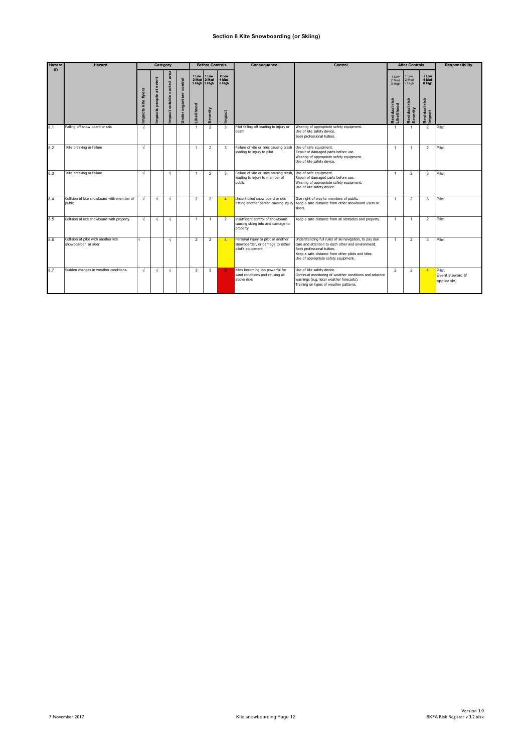# Section 8 Kite Snowboarding (or Skiing)

| Hazard ID | Hazard | Category | | | | Before Controls | | | Consequence | Control | After Controls | | | Responsibility |
|---|---|---|---|---|---|---|---|---|---|---|---|---|---|---|
| | | Impacts kite flyers | Impacts people at event | Impact outside control area | Under organiser control | Likelihood (1 Low 2 Med 3 High) | Severity (1 Low 2 Med 3 High) | Impact (2 Low 4 Med 6 High) | | | Residual risk Likelihood (1 Low 2 Med 3 High) | Residual risk Severity (1 Low 2 Med 3 High) | Residual risk Impact (2 Low 4 Med 6 High) | |
| 8.1 | Falling off snow board or skis | √ | | | | 1 | 2 | 3 | Pilot falling off leading to injury or death | Wearing of appropriate safety equipment.<br>Use of kite safety device.<br>Seek professional tuition. | 1 | 1 | 2 | Pilot |
| 8.2 | Kite breaking or failure | √ | | | | 1 | 2 | 3 | Failure of kite or lines causing crash leading to injury to pilot | Use of safe equipment.<br>Repair of damaged parts before use.<br>Wearing of appropriate safety equipment.<br>Use of kite safety device. | 1 | 1 | 2 | Pilot |
| 8.3 | Kite breaking or failure | √ | | √ | | 1 | 2 | 3 | Failure of kite or lines causing crash, leading to injury to member of public | Use of safe equipment.<br>Repair of damaged parts before use.<br>Wearing of appropriate safety equipment.<br>Use of kite safety device. | 1 | 2 | 3 | Pilot |
| 8.4 | Collision of kite snowboard with member of public | √ | √ | √ | | 2 | 2 | 4 | Uncontrolled snow board or skis hitting another person causing injury | Give right of way to members of public.<br>Keep a safe distance from other snowboard users or skiers. | 1 | 2 | 3 | Pilot |
| 8.5 | Collision of kite snowboard with property | √ | √ | √ | | 1 | 1 | 2 | Insufficient control of snowboard causing skiing into and damage to property | Keep a safe distance from all obstacles and property. | 1 | 1 | 2 | Pilot |
| 8.6 | Collision of pilot with another kite snowboarder or skier | √ | | √ | | 2 | 2 | 4 | Personal injury to pilot or another snowboarder, or damage to either pilot's equipment | Understanding full rules of ski navigation, to pay due care and attention to each other and environment.<br>Seek professional tuition.<br>Keep a safe distance from other pilots and kites.<br>Use of appropriate safety equipment. | 1 | 2 | 3 | Pilot |
| 8.7 | Sudden changes in weather conditions. | √ | √ | √ | | 3 | 3 | 6 | Kites becoming too powerful for wind conditions and causing all above risks | Use of kite safety device.<br>Continual monitoring of weather conditions and advance warnings (e.g. local weather forecasts).<br>Training on types of weather patterns. | 2 | 2 | 4 | Pilot<br>Event steward (if applicable) |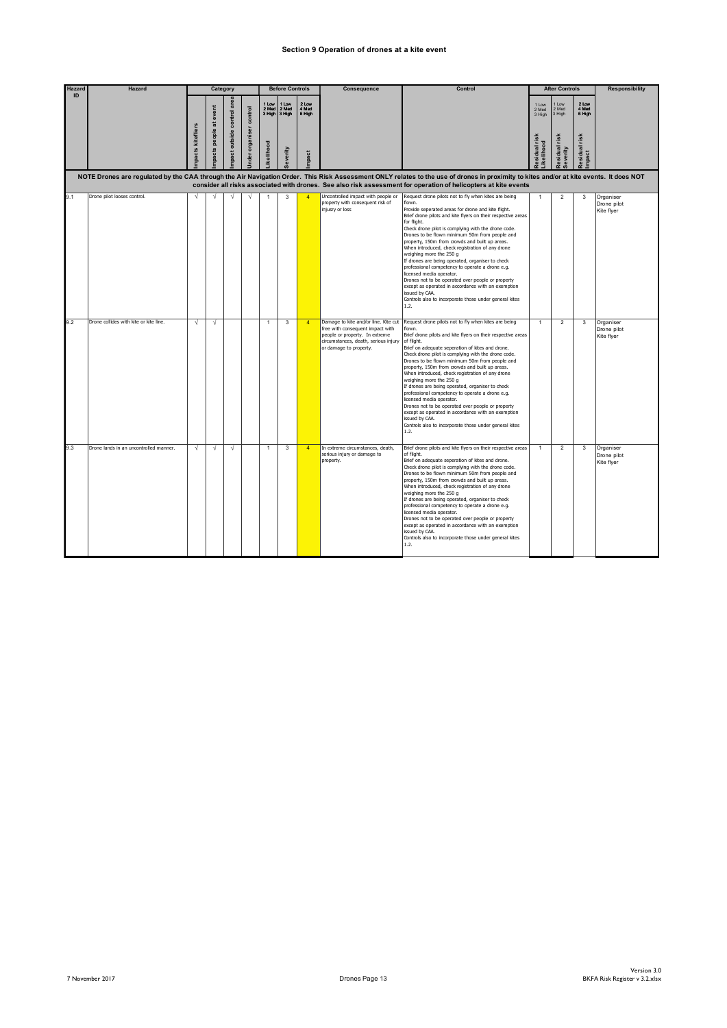# Section 9 Operation of drones at a kite event

| Hazard ID | Hazard | Category | | | | Before Controls | | | Consequence | Control | After Controls | | | Responsibility |
|---|---|---|---|---|---|---|---|---|---|---|---|---|---|---|
| | | Impacts kitefliers | Impacts people at event | Impact outside control area | Under organiser control | Likelihood (1 Low 2 Med 3 High) | Severity (1 Low 2 Med 3 High) | Impact (2 Low 4 Med 6 High) | | | Residual risk Likelihood (1 Low 2 Med 3 High) | Residual risk Severity (1 Low 2 Med 3 High) | Residual risk Impact (2 Low 4 Med 6 High) | |
| | NOTE Drones are regulated by the CAA through the Air Navigation Order. This Risk Assessment ONLY relates to the use of drones in proximity to kites and/or at kite events. It does NOT consider all risks associated with drones. See also risk assessment for operation of helicopters at kite events | | | | | | | | | | | | | |
| 9.1 | Drone pilot looses control. | √ | √ | √ | √ | 1 | 3 | 4 | Uncontrolled impact with people or property with consequent risk of injury or loss | Request drone pilots not to fly when kites are being flown.<br>Provide seperated areas for drone and kite flight.<br>Brief drone pilots and kite flyers on their respective areas for flight.<br>Check drone pilot is complying with the drone code.<br>Drones to be flown minimum 50m from people and property, 150m from crowds and built up areas.<br>When introduced, check registration of any drone weighing more the 250 g<br>If drones are being operated, organiser to check professional competency to operate a drone e.g. licensed media operator.<br>Drones not to be operated over people or property except as operated in accordance with an exemption issued by CAA.<br>Controls also to incorporate those under general kites 1.2. | 1 | 2 | 3 | Organiser<br>Drone pilot<br>Kite flyer |
| 9.2 | Drone collides with kite or kite line. | √ | √ | | | 1 | 3 | 4 | Damage to kite and/or line. Kite cut free with consequent impact with people or property. In extreme circumstances, death, serious injury or damage to property. | Request drone pilots not to fly when kites are being flown.<br>Brief drone pilots and kite flyers on their respective areas of flight.<br>Brief on adequate seperation of kites and drone.<br>Check drone pilot is complying with the drone code.<br>Drones to be flown minimum 50m from people and property, 150m from crowds and built up areas.<br>When introduced, check registration of any drone weighing more the 250 g<br>If drones are being operated, organiser to check professional competency to operate a drone e.g. licensed media operator.<br>Drones not to be operated over people or property except as operated in accordance with an exemption issued by CAA.<br>Controls also to incorporate those under general kites 1.2. | 1 | 2 | 3 | Organiser<br>Drone pilot<br>Kite flyer |
| 9.3 | Drone lands in an uncontrolled manner. | √ | √ | √ | | 1 | 3 | 4 | In extreme circumstances, death, serious injury or damage to property. | Brief drone pilots and kite flyers on their respective areas of flight.<br>Brief on adequate seperation of kites and drone.<br>Check drone pilot is complying with the drone code.<br>Drones to be flown minimum 50m from people and property, 150m from crowds and built up areas.<br>When introduced, check registration of any drone weighing more the 250 g<br>If drones are being operated, organiser to check professional competency to operate a drone e.g. licensed media operator.<br>Drones not to be operated over people or property except as operated in accordance with an exemption issued by CAA.<br>Controls also to incorporate those under general kites 1.2. | 1 | 2 | 3 | Organiser<br>Drone pilot<br>Kite flyer |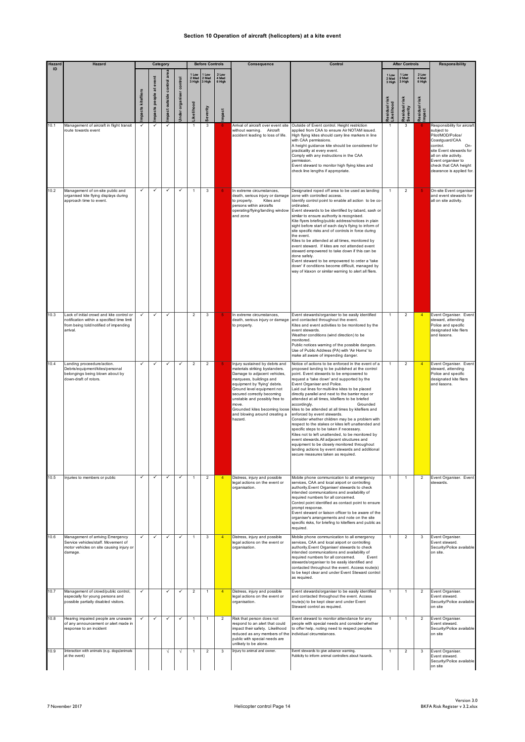## Section 10 Operation of aircraft (helicopters) at a kite event

| Hazard ID | Hazard | Category | | | | Before Controls | | | Consequence | Control | After Controls | | | Responsibility |
|---|---|---|---|---|---|---|---|---|---|---|---|---|---|---|
| | | Impacts kitefliers | Impacts people at event | Impact outside control area | Under organiser control | Likelihood (1 Low 2 Med 3 High) | Severity (1 Low 2 Med 3 High) | Impact (2 Low 4 Med 6 High) | | | Residual risk Likelihood (1 Low 2 Med 3 High) | Residual risk Severity (1 Low 2 Med 3 High) | Residual risk Impact (2 Low 4 Med 6 High) | |
| 10.1 | Management of aircraft in flight transit route towards event | ✓ | ✓ | ✓ | | 1 | 3 | 6 | Arrival of aircraft over event site without warning. Aircraft accident leading to loss of life. | Outside of Event control. Height restriction applied from CAA to ensure Air NOTAM issued. High flying kites should carry line markers in line with CAA permissions. A height guidance kite should be considered for practicality at every event. Comply with any instructions in the CAA permission. Event steward to monitor high flying kites and check line lengths if appropriate. | 1 | 3 | 6 | Responsibility for aircraft subject to Pilot/MOD/Police/ Coastguard/CAA control. On-site Event stewards for all on site activity. Event organiser to check that CAA height clearance is applied for. |
| 10.2 | Management of on-site public and organised kite flying displays during approach time to event. | ✓ | ✓ | ✓ | ✓ | 1 | 3 | 6 | In extreme circumstances, death, serious injury or damage to property. Kites and persons within aircrafts operating/flying/landing window and zone | Designated roped off area to be used as landing zone with controlled access. Identify control point to enable all action to be co-ordinated. Event stewards to be identified by tabard, sash or similar to ensure authority is recognised. Kite flyers briefing/public address/notices in plain sight before start of each day's flying to inform of site specific risks and of controls in force during the event. Kites to be attended at all times, monitored by event steward. If kites are not attended event steward empowered to take down if this can be done safely. Event steward to be empowered to order a 'take down' if conditions become difficult, managed by way of klaxon or similar warning to alert all fliers. | 1 | 2 | 5 | On-site Event organiser and event stewards for all on site activity. |
| 10.3 | Lack of initial crowd and kite control or notification within a specified time limit from being told/notified of impending arrival. | ✓ | ✓ | ✓ | | 2 | 3 | 5 | In extreme circumstances, death, serious injury or damage to property. | Event stewards/organiser to be easily identified and contacted throughout the event. Kites and event activities to be monitored by the event stewards. Weather conditions (wind direction) to be monitored. Public notices warning of the possible dangers. Use of Public Address (PA) with 'Air Horns' to make all aware of impending danger. | 1 | 2 | 4 | Event Organiser. Event steward, attending Police and specific designated kite fliers and liasons. |
| 10.4 | Landing proceedure/action. Debris/equipment/kites/personal belongings being blown about by down-draft of rotors. | ✓ | ✓ | ✓ | ✓ | 2 | 2 | 5 | Injury sustained by debris and materials striking bystanders. Damage to adjacent vehicles, marquees, buildings and equipment by 'flying' debris. Ground level equipment not secured correctly becoming unstable and possibly free to move. Grounded kites becoming loose and blowing around creating a hazard. | Notice of actions to be enforced in the event of a proposed landing to be published at the control point. Event stewards to be empowered to request a 'take down' and supported by the Event Organiser and Police. Laid out lines for multi-line kites to be placed directly parallel and next to the barrier rope or attended at all times, kitefliers to be briefed accordingly. Grounded kites to be attended at all times by kitefliers and enforced by event stewards. Consider whether children may be a problem with respect to the stakes or kites left unattended and specific steps to be taken if necessary. Kites not to left unattended, to be monitored by event stewards.All adjacent structures and equipment to be closely monitored throughout landing actions by event stewards and additional secure measures taken as required. | 1 | 2 | 4 | Event Organiser. Event steward, attending Police and specific designated kite fliers and liasons. |
| 10.5 | Injuries to members or public | ✓ | ✓ | ✓ | ✓ | 1 | 2 | 4 | Distress, injury and possible legal actions on the event or organisation. | Mobile phone communication to all emergency services, CAA and local airport or controlling authority.Event Organiser/ stewards to check intended communications and availability of required numbers for all concerned. Control point identified as contact point to ensure prompt response. Event steward or liaison officer to be aware of the organiser's arrangements and note on the site specific risks, for briefing to kitefliers and public as required. | 1 | 1 | 2 | Event Organiser. Event stewards. |
| 10.6 | Management of arriving Emergency Service vehicles/staff. Movement of motor vehicles on site causing injury or damage. | ✓ | ✓ | ✓ | ✓ | 1 | 3 | 4 | Distress, injury and possible legal actions on the event or organisation. | Mobile phone communication to all emergency services, CAA and local airport or controlling authority.Event Organiser/ stewards to check intended communications and availability of required numbers for all concerned. Event stewards/organiser to be easily identified and contacted throughout the event. Access route(s) to be kept clear and under Event Steward control as required. | 1 | 2 | 3 | Event Organiser. Event steward. Security/Police available on site. |
| 10.7 | Management of crowd/public control, especially for young persons and possible partially disabled visitors. | ✓ | | ✓ | ✓ | 2 | 1 | 4 | Distress, injury and possible legal actions on the event or organisation. | Event stewards/organiser to be easily identified and contacted throughout the event. Access route(s) to be kept clear and under Event Steward control as required. | 1 | 1 | 2 | Event Organiser. Event steward. Security/Police available on site |
| 10.8 | Hearing impaired people are unaware of any announcement or alert made in response to an incident | ✓ | ✓ | ✓ | ✓ | 1 | 1 | 2 | Risk that person does not respond to an alert that could impact their safety. Likelihood reduced as any members of the public with special needs are unlikely to be alone. | Event steward to monitor attendance for any people with special needs and consider whether to offer help, noting need to respect peoples individual circumstances. | 1 | 1 | 2 | Event Organiser. Event steward. Security/Police available on site |
| 10.9 | Interaction with animals (e.g. dogs/animals at the event) | | | √ | √ | 1 | 2 | 3 | Injury to animal and owner. | Event stewards to give advance warning. Publicity to inform animal controllers about hazards. | 1 | 2 | 3 | Event Organiser. Event steward. Security/Police available on site |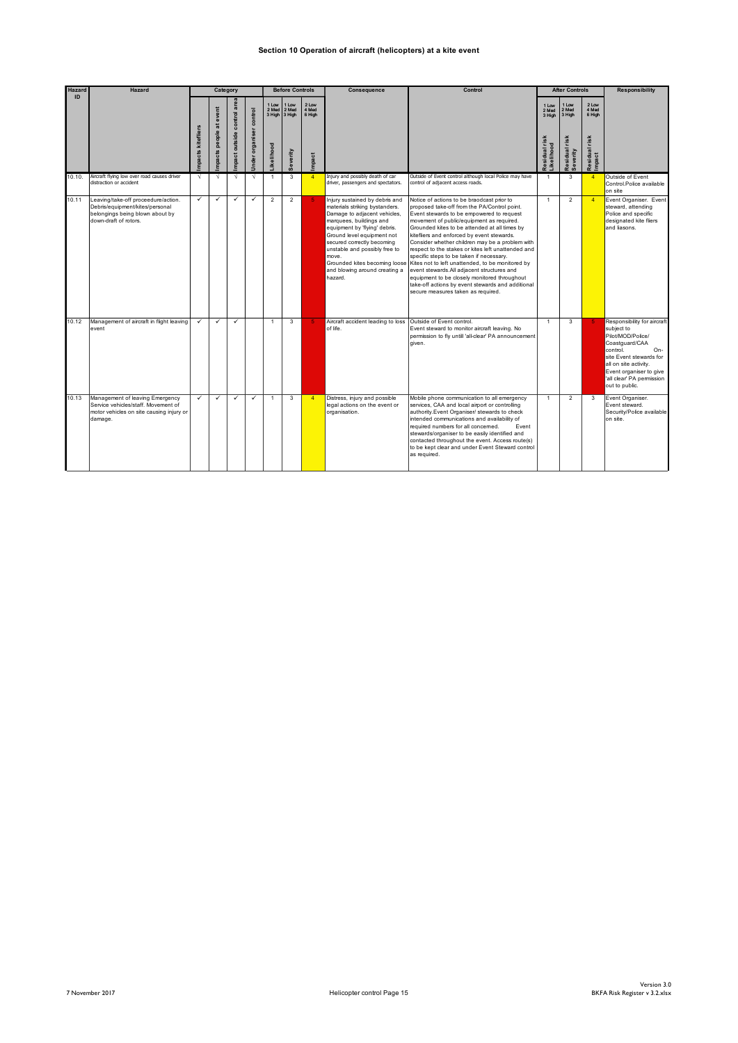## Section 10 Operation of aircraft (helicopters) at a kite event

| Hazard ID | Hazard | Category | | | | Before Controls | | | Consequence | Control | After Controls | | | Responsibility |
|---|---|---|---|---|---|---|---|---|---|---|---|---|---|---|
| | | Impacts kitefliers | Impacts people at event | Impact outside control area | Under organiser control | Likelihood (1 Low 2 Med 3 High) | Severity (1 Low 2 Med 3 High) | Impact (2 Low 4 Med 6 High) | | | Residual risk Likelihood (1 Low 2 Med 3 High) | Residual risk Severity (1 Low 2 Med 3 High) | Residual risk Impact (2 Low 4 Med 6 High) | |
| 10.10. | Aircraft flying low over road causes driver distraction or accident | √ | √ | √ | √ | 1 | 3 | 4 | Injury and possibly death of car driver, passengers and spectators. | Outside of Event control although local Police may have control of adjacent access roads. | 1 | 3 | 4 | Outside of Event Control.Police available on site |
| 10.11 | Leaving/take-off proceedure/action. Debris/equipment/kites/personal belongings being blown about by down-draft of rotors. | ✓ | ✓ | ✓ | ✓ | 2 | 2 | 5 | Injury sustained by debris and materials striking bystanders. Damage to adjacent vehicles, marquees, buildings and equipment by 'flying' debris. Ground level equipment not secured correctly becoming unstable and possibly free to move. Grounded kites becoming loose and blowing around creating a hazard. | Notice of actions to be braodcast prior to proposed take-off from the PA/Control point. Event stewards to be empowered to request movement of public/equipment as required. Grounded kites to be attended at all times by kitefliers and enforced by event stewards. Consider whether children may be a problem with respect to the stakes or kites left unattended and specific steps to be taken if necessary. Kites not to left unattended, to be monitored by event stewards.All adjacent structures and equipment to be closely monitored throughout take-off actions by event stewards and additional secure measures taken as required. | 1 | 2 | 4 | Event Organiser. Event steward, attending Police and specific designated kite fliers and liasons. |
| 10.12 | Management of aircraft in flight leaving event | ✓ | ✓ | ✓ | | 1 | 3 | 5 | Aircraft accident leading to loss of life. | Outside of Event control. Event steward to monitor aircraft leaving. No permission to fly until 'all-clear' PA announcement given. | 1 | 3 | 5 | Responsibility for aircraft subject to Pilot/MOD/Police/ Coastguard/CAA control. On-site Event stewards for all on site activity. Event organiser to give 'all clear' PA permission out to public. |
| 10.13 | Management of leaving Emergency Service vehicles/staff. Movement of motor vehicles on site causing injury or damage. | ✓ | ✓ | ✓ | ✓ | 1 | 3 | 4 | Distress, injury and possible legal actions on the event or organisation. | Mobile phone communication to all emergency services, CAA and local airport or controlling authority.Event Organiser/ stewards to check intended communications and availability of required numbers for all concerned. Event stewards/organiser to be easily identified and contacted throughout the event. Access route(s) to be kept clear and under Event Steward control as required. | 1 | 2 | 3 | Event Organiser. Event steward. Security/Police available on site. |

7 November 2017 — Helicopter control — Version 3.0 BKFA Risk Register v 3.2.xlsx